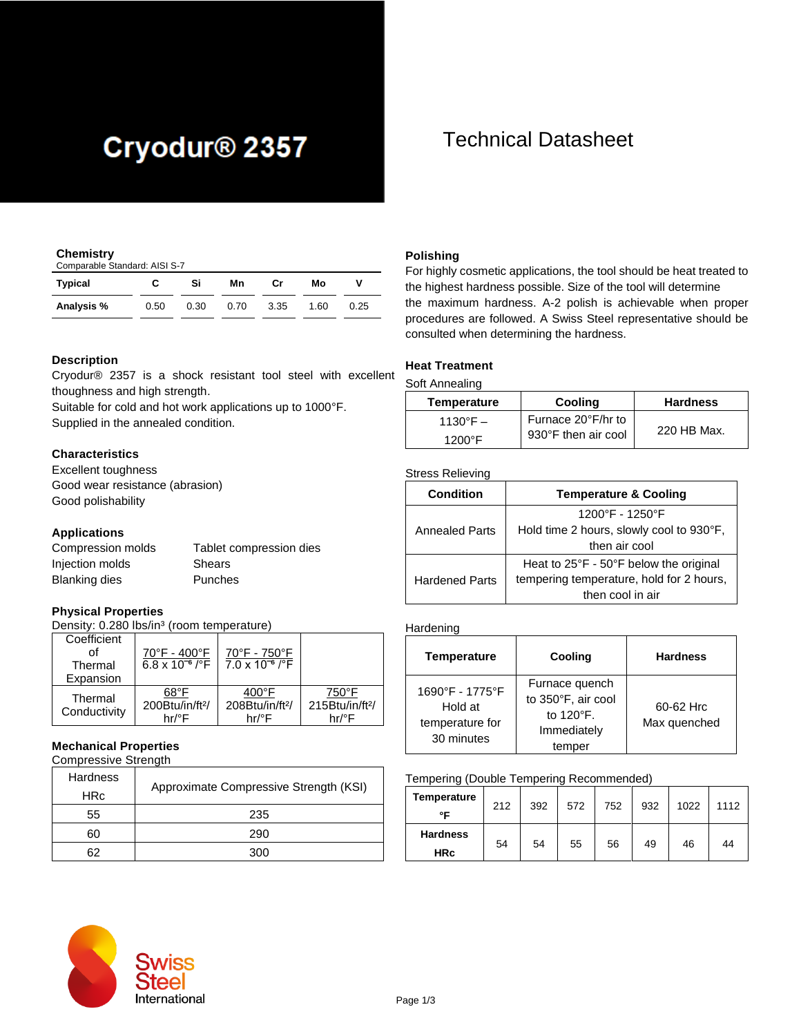# Cryodur® 2357

# Technical Datasheet

## Chemistry

Comparable Standard: AISI S-7

| Typical | C | Si | Mn | Cr | Mo | V |
|---|---|---|---|---|---|---|
| Analysis % | 0.50 | 0.30 | 0.70 | 3.35 | 1.60 | 0.25 |

## Description

Cryodur® 2357 is a shock resistant tool steel with excellent thoughness and high strength.
Suitable for cold and hot work applications up to 1000°F.
Supplied in the annealed condition.

## Characteristics

Excellent toughness
Good wear resistance (abrasion)
Good polishability

## Applications

| | |
|---|---|
| Compression molds | Tablet compression dies |
| Injection molds | Shears |
| Blanking dies | Punches |

## Physical Properties

Density: 0.280 lbs/in³ (room temperature)

| Coefficient of Thermal Expansion | 70°F - 400°F 6.8 x $10^{-6}$ /°F | 70°F - 750°F 7.0 x $10^{-6}$ /°F | |
|---|---|---|---|
| Thermal Conductivity | 68°F 200Btu/in/ft²/hr/°F | 400°F 208Btu/in/ft²/hr/°F | 750°F 215Btu/in/ft²/hr/°F |

## Mechanical Properties

Compressive Strength

| Hardness HRc | Approximate Compressive Strength (KSI) |
|---|---|
| 55 | 235 |
| 60 | 290 |
| 62 | 300 |

## Polishing

For highly cosmetic applications, the tool should be heat treated to the highest hardness possible. Size of the tool will determine the maximum hardness. A-2 polish is achievable when proper procedures are followed. A Swiss Steel representative should be consulted when determining the hardness.

## Heat Treatment

Soft Annealing

| Temperature | Cooling | Hardness |
|---|---|---|
| 1130°F – 1200°F | Furnace 20°F/hr to 930°F then air cool | 220 HB Max. |

Stress Relieving

| Condition | Temperature & Cooling |
|---|---|
| Annealed Parts | 1200°F - 1250°F Hold time 2 hours, slowly cool to 930°F, then air cool |
| Hardened Parts | Heat to 25°F - 50°F below the original tempering temperature, hold for 2 hours, then cool in air |

Hardening

| Temperature | Cooling | Hardness |
|---|---|---|
| 1690°F - 1775°F Hold at temperature for 30 minutes | Furnace quench to 350°F, air cool to 120°F. Immediately temper | 60-62 Hrc Max quenched |

Tempering (Double Tempering Recommended)

| Temperature °F | 212 | 392 | 572 | 752 | 932 | 1022 | 1112 |
|---|---|---|---|---|---|---|---|
| Hardness HRc | 54 | 54 | 55 | 56 | 49 | 46 | 44 |

Swiss Steel International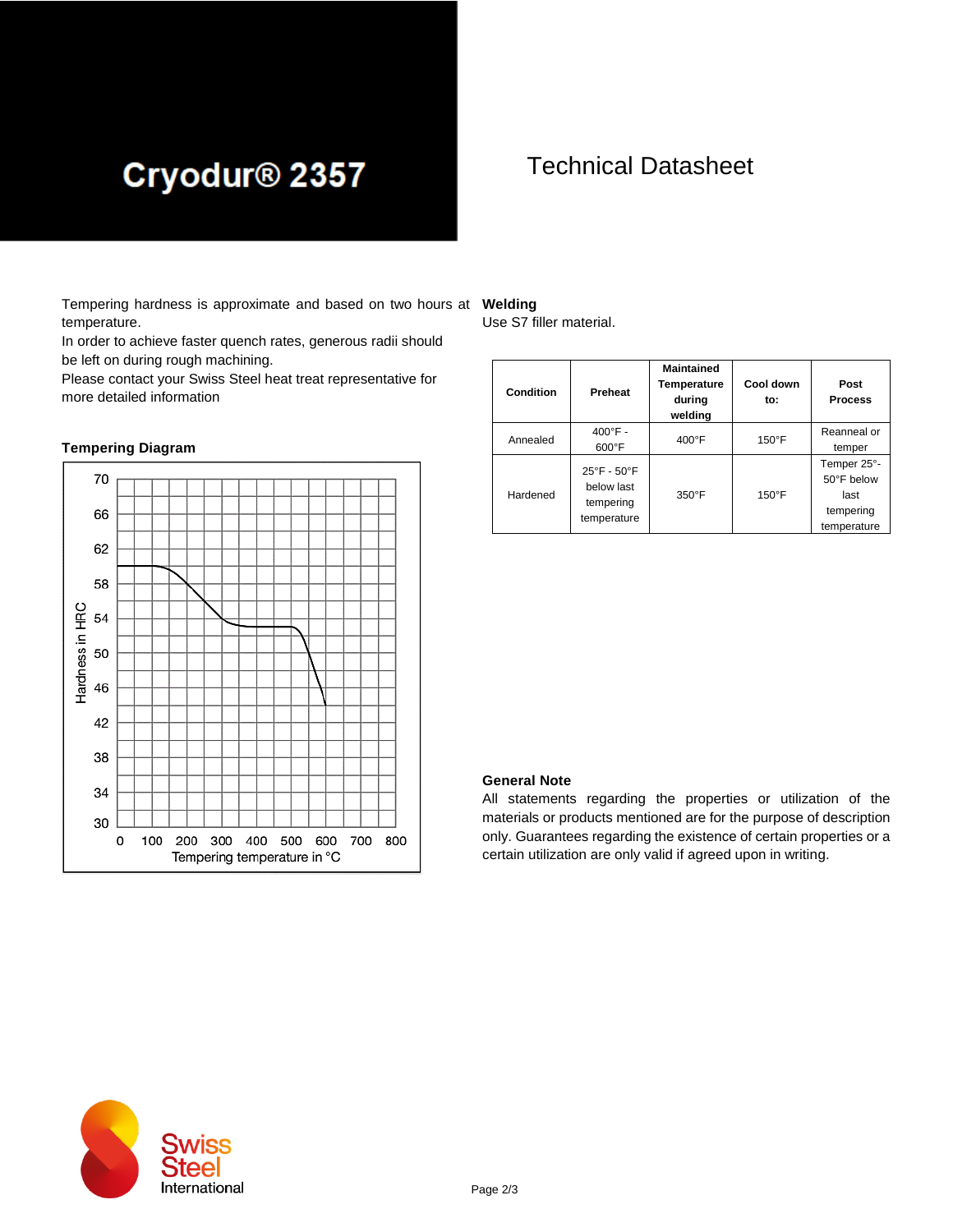# Cryodur® 2357

Technical Datasheet

Tempering hardness is approximate and based on two hours at temperature.
In order to achieve faster quench rates, generous radii should be left on during rough machining.
Please contact your Swiss Steel heat treat representative for more detailed information

### Tempering Diagram

### Welding

Use S7 filler material.

| Condition | Preheat | Maintained Temperature during welding | Cool down to: | Post Process |
|---|---|---|---|---|
| Annealed | 400°F - 600°F | 400°F | 150°F | Reanneal or temper |
| Hardened | 25°F - 50°F below last tempering temperature | 350°F | 150°F | Temper 25°-50°F below last tempering temperature |

### General Note

All statements regarding the properties or utilization of the materials or products mentioned are for the purpose of description only. Guarantees regarding the existence of certain properties or a certain utilization are only valid if agreed upon in writing.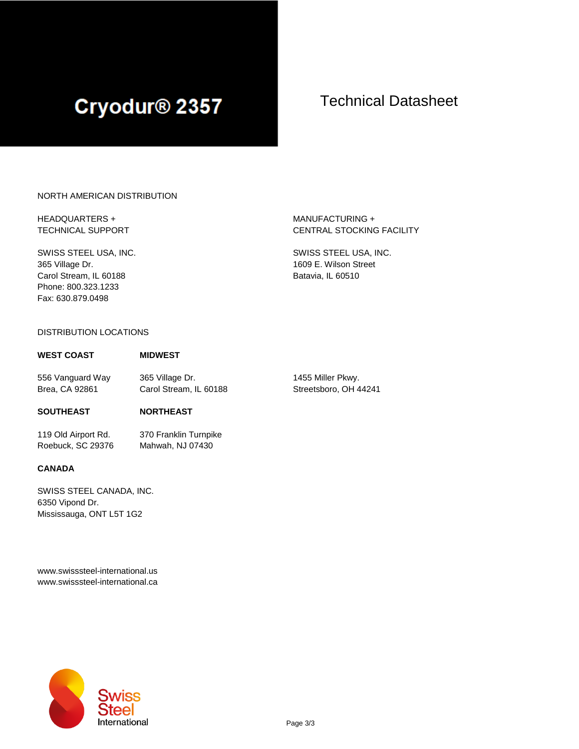# Cryodur® 2357

Technical Datasheet

NORTH AMERICAN DISTRIBUTION

HEADQUARTERS +
TECHNICAL SUPPORT

SWISS STEEL USA, INC.
365 Village Dr.
Carol Stream, IL 60188
Phone: 800.323.1233
Fax: 630.879.0498

MANUFACTURING +
CENTRAL STOCKING FACILITY

SWISS STEEL USA, INC.
1609 E. Wilson Street
Batavia, IL 60510

DISTRIBUTION LOCATIONS

**WEST COAST**

556 Vanguard Way
Brea, CA 92861

**MIDWEST**

365 Village Dr.
Carol Stream, IL 60188

1455 Miller Pkwy.
Streetsboro, OH 44241

**SOUTHEAST**

119 Old Airport Rd.
Roebuck, SC 29376

**NORTHEAST**

370 Franklin Turnpike
Mahwah, NJ 07430

**CANADA**

SWISS STEEL CANADA, INC.
6350 Vipond Dr.
Mississauga, ONT L5T 1G2

www.swisssteel-international.us
www.swisssteel-international.ca

Swiss Steel International